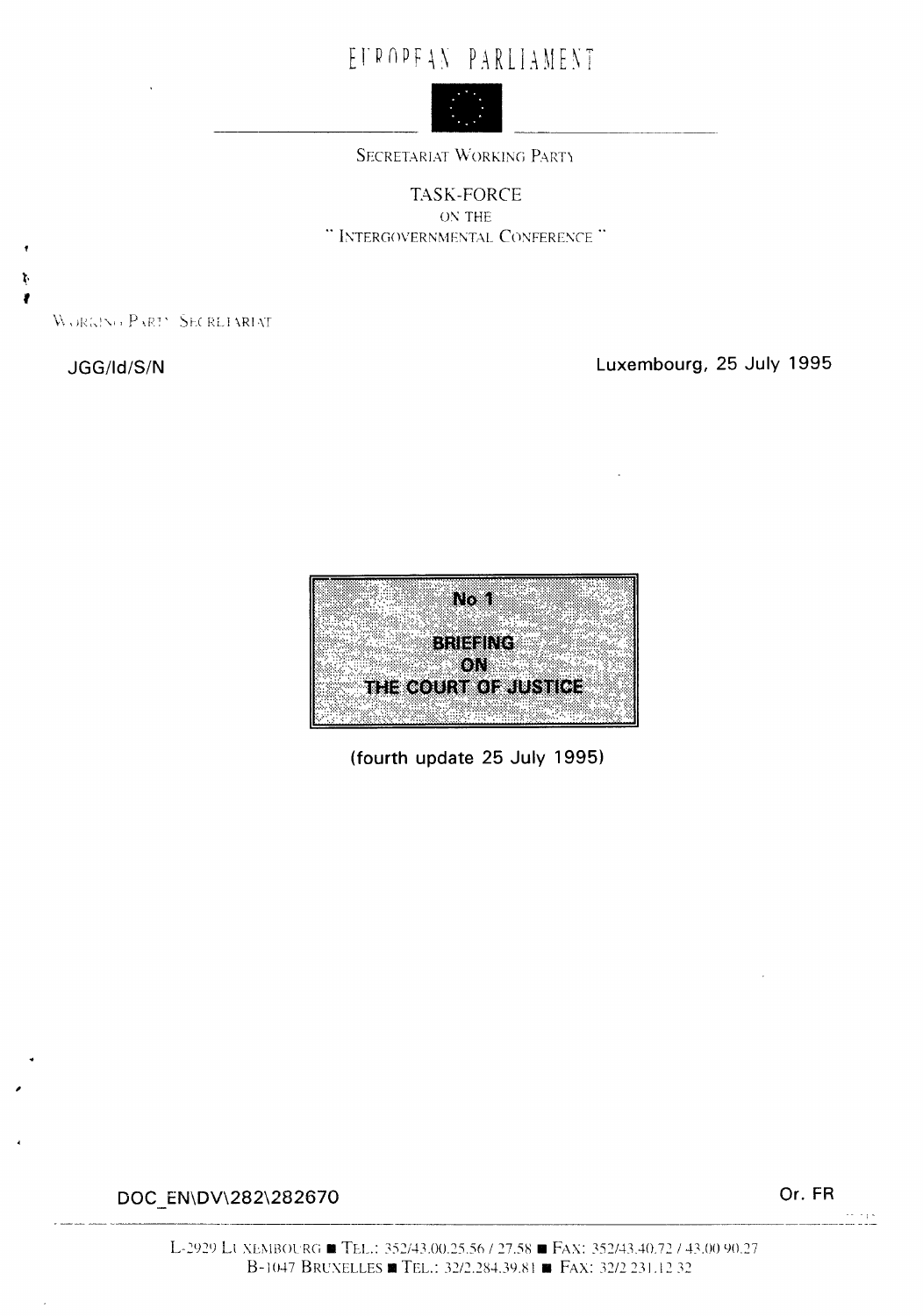# EUROPEAN PARLIAMENT

SECRETARIAT WORKING PARTY

TASK-FORCE
ON THE
" INTERGOVERNMENTAL CONFERENCE "

WORKING PARTY SECRETARIAT

JGG/ld/S/N

Luxembourg, 25 July 1995

## No 1

## BRIEFING ON THE COURT OF JUSTICE

(fourth update 25 July 1995)

DOC_EN\DV\282\282670

Or. FR

L-2929 LUXEMBOURG ■ TEL.: 352/43.00.25.56 / 27.58 ■ FAX: 352/43.40.72 / 43.00 90.27
B-1047 BRUXELLES ■ TEL.: 32/2.284.39.81 ■ FAX: 32/2 231.12 32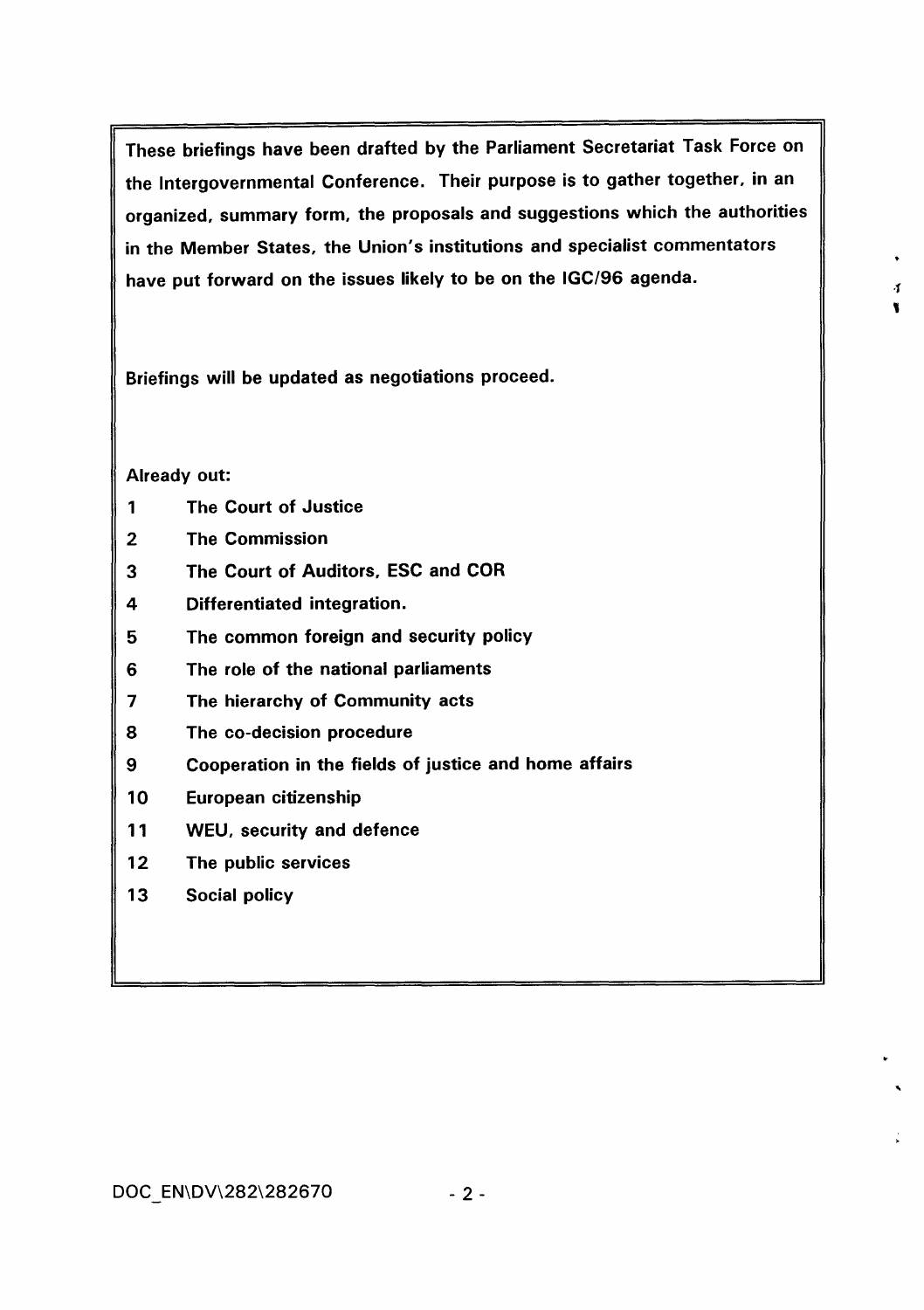**These briefings have been drafted by the Parliament Secretariat Task Force on the Intergovernmental Conference. Their purpose is to gather together, in an organized, summary form, the proposals and suggestions which the authorities in the Member States, the Union's institutions and specialist commentators have put forward on the issues likely to be on the IGC/96 agenda.**

**Briefings will be updated as negotiations proceed.**

**Already out:**

| | |
|---|---|
| **1** | **The Court of Justice** |
| **2** | **The Commission** |
| **3** | **The Court of Auditors, ESC and COR** |
| **4** | **Differentiated integration.** |
| **5** | **The common foreign and security policy** |
| **6** | **The role of the national parliaments** |
| **7** | **The hierarchy of Community acts** |
| **8** | **The co-decision procedure** |
| **9** | **Cooperation in the fields of justice and home affairs** |
| **10** | **European citizenship** |
| **11** | **WEU, security and defence** |
| **12** | **The public services** |
| **13** | **Social policy** |

DOC_EN\DV\282\282670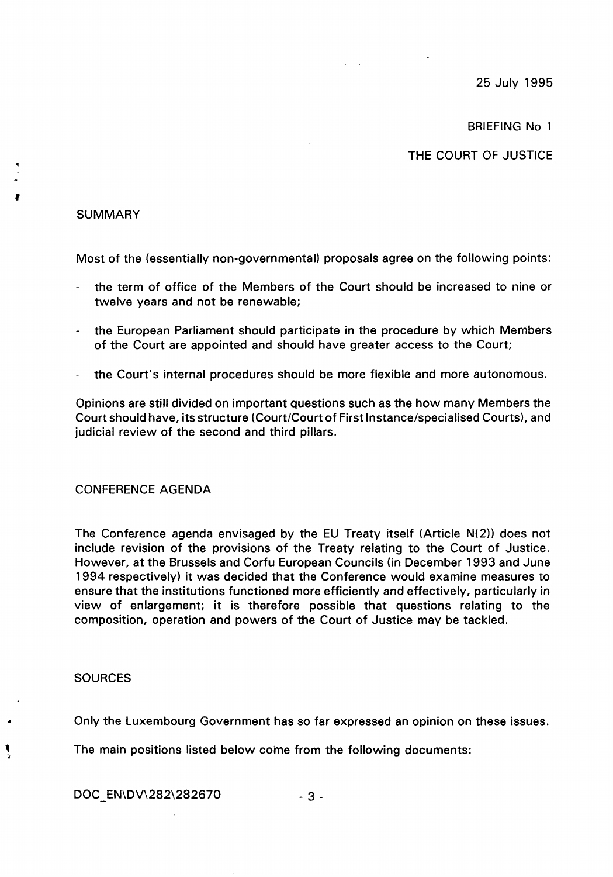25 July 1995

BRIEFING No 1

THE COURT OF JUSTICE

## SUMMARY

Most of the (essentially non-governmental) proposals agree on the following points:

- the term of office of the Members of the Court should be increased to nine or twelve years and not be renewable;
- the European Parliament should participate in the procedure by which Members of the Court are appointed and should have greater access to the Court;
- the Court's internal procedures should be more flexible and more autonomous.

Opinions are still divided on important questions such as the how many Members the Court should have, its structure (Court/Court of First Instance/specialised Courts), and judicial review of the second and third pillars.

## CONFERENCE AGENDA

The Conference agenda envisaged by the EU Treaty itself (Article N(2)) does not include revision of the provisions of the Treaty relating to the Court of Justice. However, at the Brussels and Corfu European Councils (in December 1993 and June 1994 respectively) it was decided that the Conference would examine measures to ensure that the institutions functioned more efficiently and effectively, particularly in view of enlargement; it is therefore possible that questions relating to the composition, operation and powers of the Court of Justice may be tackled.

## SOURCES

Only the Luxembourg Government has so far expressed an opinion on these issues.

The main positions listed below come from the following documents:

DOC_EN\DV\282\282670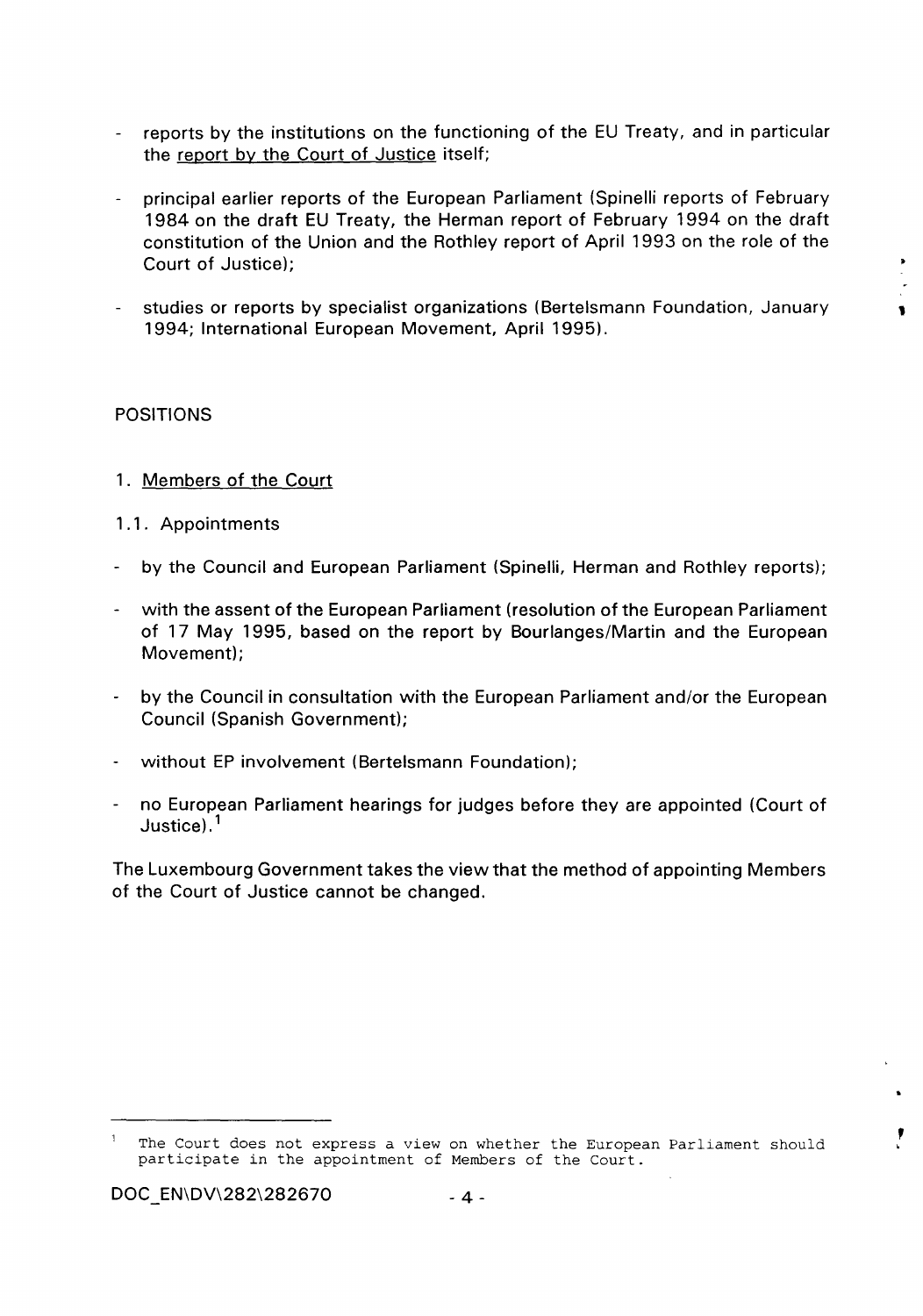- reports by the institutions on the functioning of the EU Treaty, and in particular the report by the Court of Justice itself;

- principal earlier reports of the European Parliament (Spinelli reports of February 1984 on the draft EU Treaty, the Herman report of February 1994 on the draft constitution of the Union and the Rothley report of April 1993 on the role of the Court of Justice);

- studies or reports by specialist organizations (Bertelsmann Foundation, January 1994; International European Movement, April 1995).

POSITIONS

1. Members of the Court

1.1. Appointments

- by the Council and European Parliament (Spinelli, Herman and Rothley reports);

- with the assent of the European Parliament (resolution of the European Parliament of 17 May 1995, based on the report by Bourlanges/Martin and the European Movement);

- by the Council in consultation with the European Parliament and/or the European Council (Spanish Government);

- without EP involvement (Bertelsmann Foundation);

- no European Parliament hearings for judges before they are appointed (Court of Justice).[1]

The Luxembourg Government takes the view that the method of appointing Members of the Court of Justice cannot be changed.

[1] The Court does not express a view on whether the European Parliament should participate in the appointment of Members of the Court.

DOC_EN\DV\282\282670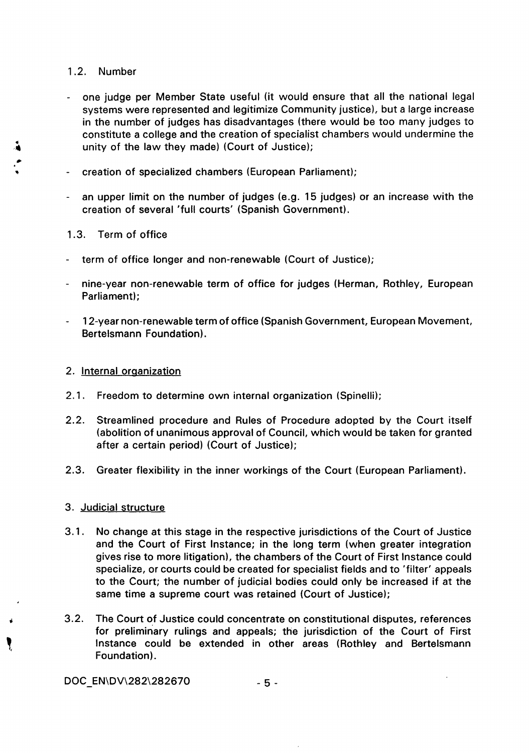1.2. Number

- one judge per Member State useful (it would ensure that all the national legal systems were represented and legitimize Community justice), but a large increase in the number of judges has disadvantages (there would be too many judges to constitute a college and the creation of specialist chambers would undermine the unity of the law they made) (Court of Justice);

- creation of specialized chambers (European Parliament);

- an upper limit on the number of judges (e.g. 15 judges) or an increase with the creation of several 'full courts' (Spanish Government).

1.3. Term of office

- term of office longer and non-renewable (Court of Justice);

- nine-year non-renewable term of office for judges (Herman, Rothley, European Parliament);

- 12-year non-renewable term of office (Spanish Government, European Movement, Bertelsmann Foundation).

2. <u>Internal organization</u>

2.1. Freedom to determine own internal organization (Spinelli);

2.2. Streamlined procedure and Rules of Procedure adopted by the Court itself (abolition of unanimous approval of Council, which would be taken for granted after a certain period) (Court of Justice);

2.3. Greater flexibility in the inner workings of the Court (European Parliament).

3. <u>Judicial structure</u>

3.1. No change at this stage in the respective jurisdictions of the Court of Justice and the Court of First Instance; in the long term (when greater integration gives rise to more litigation), the chambers of the Court of First Instance could specialize, or courts could be created for specialist fields and to 'filter' appeals to the Court; the number of judicial bodies could only be increased if at the same time a supreme court was retained (Court of Justice);

3.2. The Court of Justice could concentrate on constitutional disputes, references for preliminary rulings and appeals; the jurisdiction of the Court of First Instance could be extended in other areas (Rothley and Bertelsmann Foundation).

DOC_EN\DV\282\282670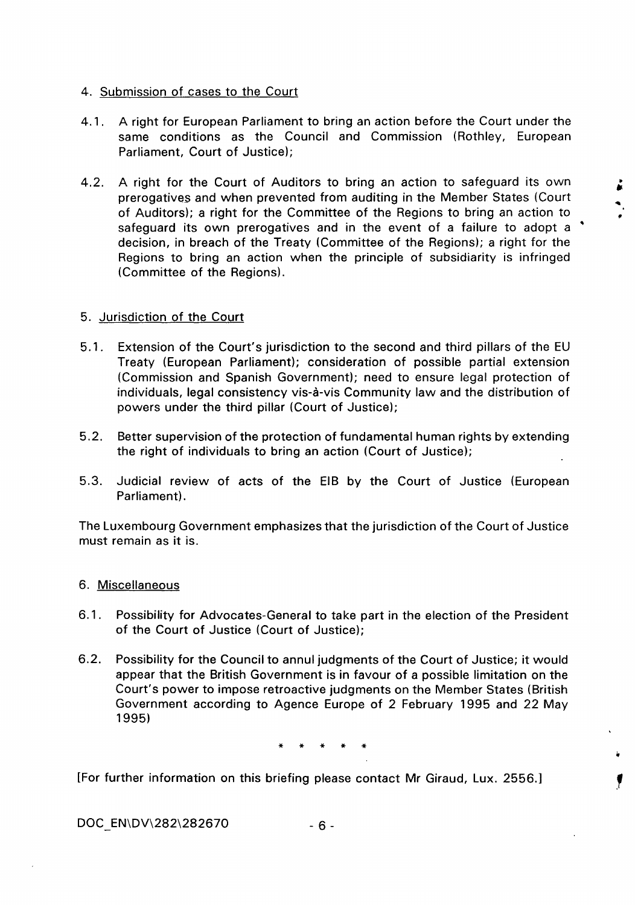4. Submission of cases to the Court

4.1. A right for European Parliament to bring an action before the Court under the same conditions as the Council and Commission (Rothley, European Parliament, Court of Justice);

4.2. A right for the Court of Auditors to bring an action to safeguard its own prerogatives and when prevented from auditing in the Member States (Court of Auditors); a right for the Committee of the Regions to bring an action to safeguard its own prerogatives and in the event of a failure to adopt a decision, in breach of the Treaty (Committee of the Regions); a right for the Regions to bring an action when the principle of subsidiarity is infringed (Committee of the Regions).

5. Jurisdiction of the Court

5.1. Extension of the Court's jurisdiction to the second and third pillars of the EU Treaty (European Parliament); consideration of possible partial extension (Commission and Spanish Government); need to ensure legal protection of individuals, legal consistency vis-à-vis Community law and the distribution of powers under the third pillar (Court of Justice);

5.2. Better supervision of the protection of fundamental human rights by extending the right of individuals to bring an action (Court of Justice);

5.3. Judicial review of acts of the EIB by the Court of Justice (European Parliament).

The Luxembourg Government emphasizes that the jurisdiction of the Court of Justice must remain as it is.

6. Miscellaneous

6.1. Possibility for Advocates-General to take part in the election of the President of the Court of Justice (Court of Justice);

6.2. Possibility for the Council to annul judgments of the Court of Justice; it would appear that the British Government is in favour of a possible limitation on the Court's power to impose retroactive judgments on the Member States (British Government according to Agence Europe of 2 February 1995 and 22 May 1995)

* * * * *

[For further information on this briefing please contact Mr Giraud, Lux. 2556.]

DOC_EN\DV\282\282670